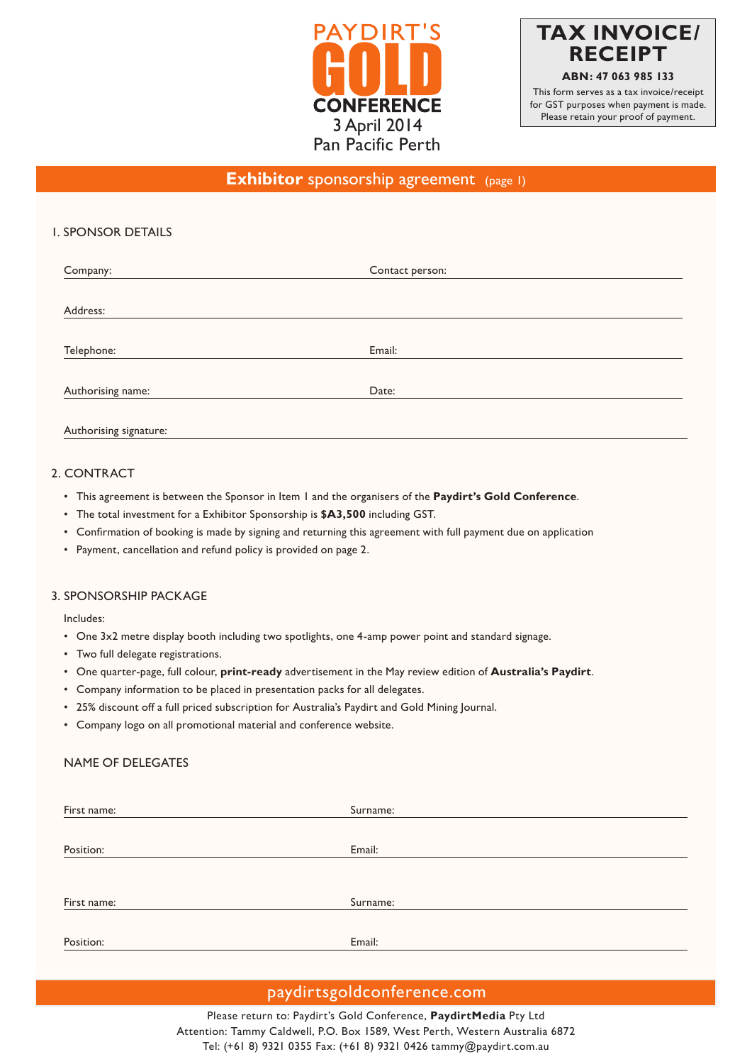# PAYDIRT'S GOLD CONFERENCE

3 April 2014
Pan Pacific Perth

## TAX INVOICE/ RECEIPT

**ABN: 47 063 985 133**

This form serves as a tax invoice/receipt for GST purposes when payment is made. Please retain your proof of payment.

## **Exhibitor** sponsorship agreement (page 1)

### 1. SPONSOR DETAILS

Company: ______________________ Contact person: ______________________

Address: ______________________

Telephone: ______________________ Email: ______________________

Authorising name: ______________________ Date: ______________________

Authorising signature: ______________________

### 2. CONTRACT

- This agreement is between the Sponsor in Item 1 and the organisers of the **Paydirt's Gold Conference**.
- The total investment for a Exhibitor Sponsorship is **$A3,500** including GST.
- Confirmation of booking is made by signing and returning this agreement with full payment due on application
- Payment, cancellation and refund policy is provided on page 2.

### 3. SPONSORSHIP PACKAGE

Includes:

- One 3x2 metre display booth including two spotlights, one 4-amp power point and standard signage.
- Two full delegate registrations.
- One quarter-page, full colour, **print-ready** advertisement in the May review edition of **Australia's Paydirt**.
- Company information to be placed in presentation packs for all delegates.
- 25% discount off a full priced subscription for Australia's Paydirt and Gold Mining Journal.
- Company logo on all promotional material and conference website.

### NAME OF DELEGATES

First name: ______________________ Surname: ______________________

Position: ______________________ Email: ______________________

First name: ______________________ Surname: ______________________

Position: ______________________ Email: ______________________

paydirtsgoldconference.com

Please return to: Paydirt's Gold Conference, **PaydirtMedia** Pty Ltd
Attention: Tammy Caldwell, P.O. Box 1589, West Perth, Western Australia 6872
Tel: (+61 8) 9321 0355 Fax: (+61 8) 9321 0426 tammy@paydirt.com.au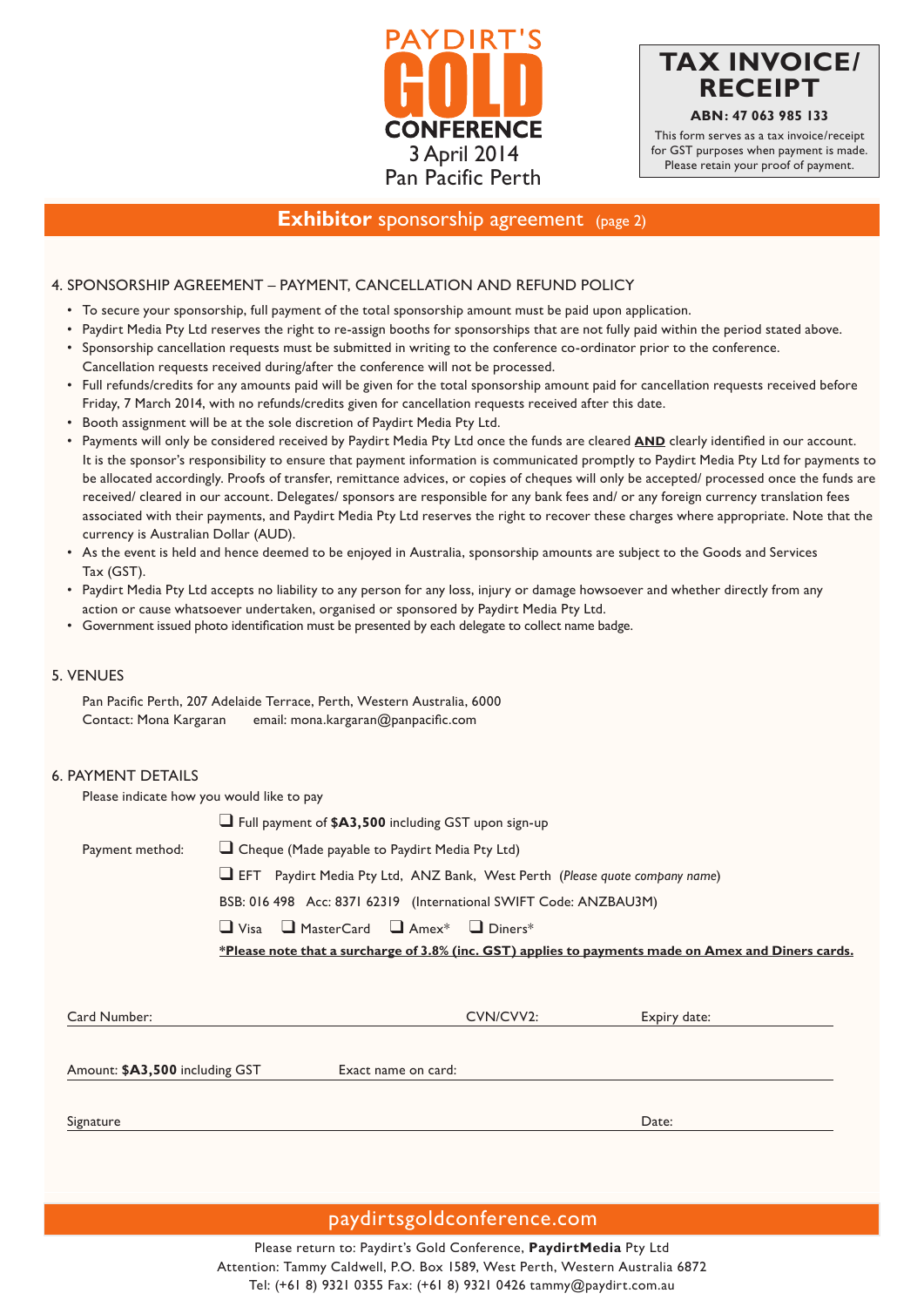PAYDIRT'S **GOLD CONFERENCE**
3 April 2014
Pan Pacific Perth

## TAX INVOICE/ RECEIPT

**ABN: 47 063 985 133**

This form serves as a tax invoice/receipt for GST purposes when payment is made. Please retain your proof of payment.

## **Exhibitor** sponsorship agreement (page 2)

### 4. SPONSORSHIP AGREEMENT – PAYMENT, CANCELLATION AND REFUND POLICY

- To secure your sponsorship, full payment of the total sponsorship amount must be paid upon application.
- Paydirt Media Pty Ltd reserves the right to re-assign booths for sponsorships that are not fully paid within the period stated above.
- Sponsorship cancellation requests must be submitted in writing to the conference co-ordinator prior to the conference. Cancellation requests received during/after the conference will not be processed.
- Full refunds/credits for any amounts paid will be given for the total sponsorship amount paid for cancellation requests received before Friday, 7 March 2014, with no refunds/credits given for cancellation requests received after this date.
- Booth assignment will be at the sole discretion of Paydirt Media Pty Ltd.
- Payments will only be considered received by Paydirt Media Pty Ltd once the funds are cleared **AND** clearly identified in our account. It is the sponsor's responsibility to ensure that payment information is communicated promptly to Paydirt Media Pty Ltd for payments to be allocated accordingly. Proofs of transfer, remittance advices, or copies of cheques will only be accepted/ processed once the funds are received/ cleared in our account. Delegates/ sponsors are responsible for any bank fees and/ or any foreign currency translation fees associated with their payments, and Paydirt Media Pty Ltd reserves the right to recover these charges where appropriate. Note that the currency is Australian Dollar (AUD).
- As the event is held and hence deemed to be enjoyed in Australia, sponsorship amounts are subject to the Goods and Services Tax (GST).
- Paydirt Media Pty Ltd accepts no liability to any person for any loss, injury or damage howsoever and whether directly from any action or cause whatsoever undertaken, organised or sponsored by Paydirt Media Pty Ltd.
- Government issued photo identification must be presented by each delegate to collect name badge.

### 5. VENUES

Pan Pacific Perth, 207 Adelaide Terrace, Perth, Western Australia, 6000
Contact: Mona Kargaran email: mona.kargaran@panpacific.com

### 6. PAYMENT DETAILS

Please indicate how you would like to pay

❑ Full payment of **$A3,500** including GST upon sign-up

Payment method:

❑ Cheque (Made payable to Paydirt Media Pty Ltd)

❑ EFT Paydirt Media Pty Ltd, ANZ Bank, West Perth (*Please quote company name*)

BSB: 016 498 Acc: 8371 62319 (International SWIFT Code: ANZBAU3M)

❑ Visa ❑ MasterCard ❑ Amex* ❑ Diners*

***Please note that a surcharge of 3.8% (inc. GST) applies to payments made on Amex and Diners cards.**

Card Number: ____________________ CVN/CVV2: __________ Expiry date: __________

Amount: **$A3,500** including GST Exact name on card: ____________________

Signature ____________________ Date: __________

paydirtsgoldconference.com

Please return to: Paydirt's Gold Conference, **PaydirtMedia** Pty Ltd
Attention: Tammy Caldwell, P.O. Box 1589, West Perth, Western Australia 6872
Tel: (+61 8) 9321 0355 Fax: (+61 8) 9321 0426 tammy@paydirt.com.au